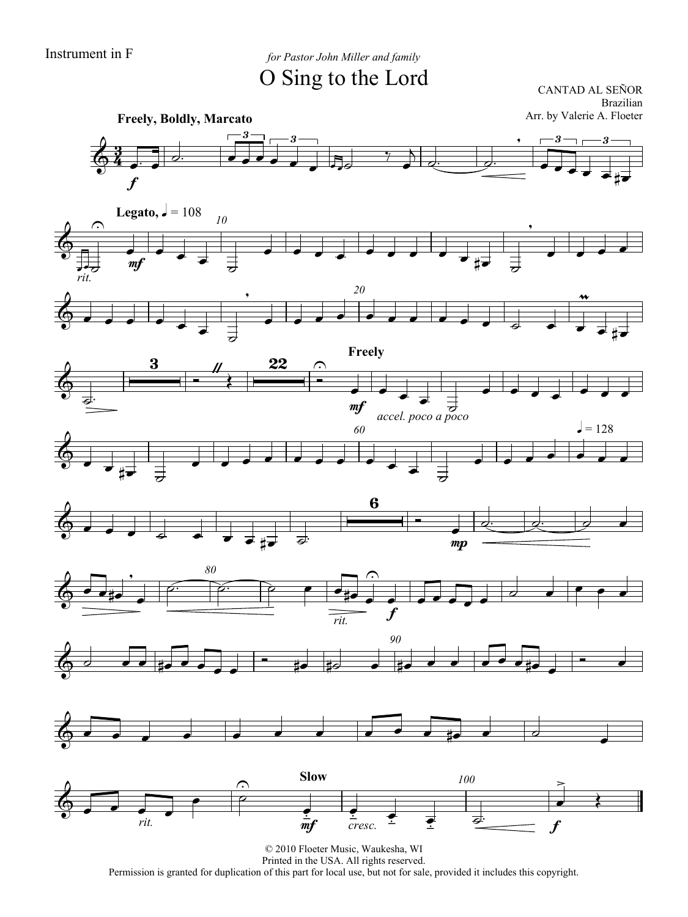Instrument in F

*for Pastor John Miller and family*

# O Sing to the Lord

CANTAD AL SEÑOR
Brazilian
Arr. by Valerie A. Floeter

© 2010 Floeter Music, Waukesha, WI
Printed in the USA. All rights reserved.
Permission is granted for duplication of this part for local use, but not for sale, provided it includes this copyright.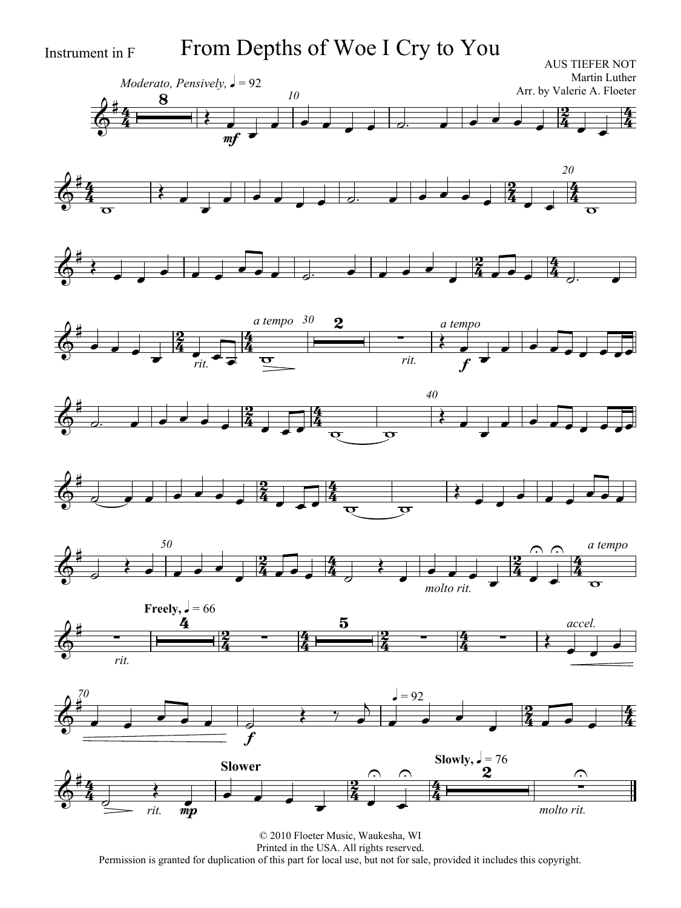Instrument in F

# From Depths of Woe I Cry to You

AUS TIEFER NOT
Martin Luther
Arr. by Valerie A. Floeter

*Moderato, Pensively,* ♩ = 92

*rit.* *a tempo* *rit.* *a tempo*

*molto rit.* *a tempo*

*rit.*

**Freely,** ♩ = 66

*accel.*

♩ = 92

*rit.*

**Slower**

**Slowly,** ♩ = 76

*molto rit.*

© 2010 Floeter Music, Waukesha, WI
Printed in the USA. All rights reserved.
Permission is granted for duplication of this part for local use, but not for sale, provided it includes this copyright.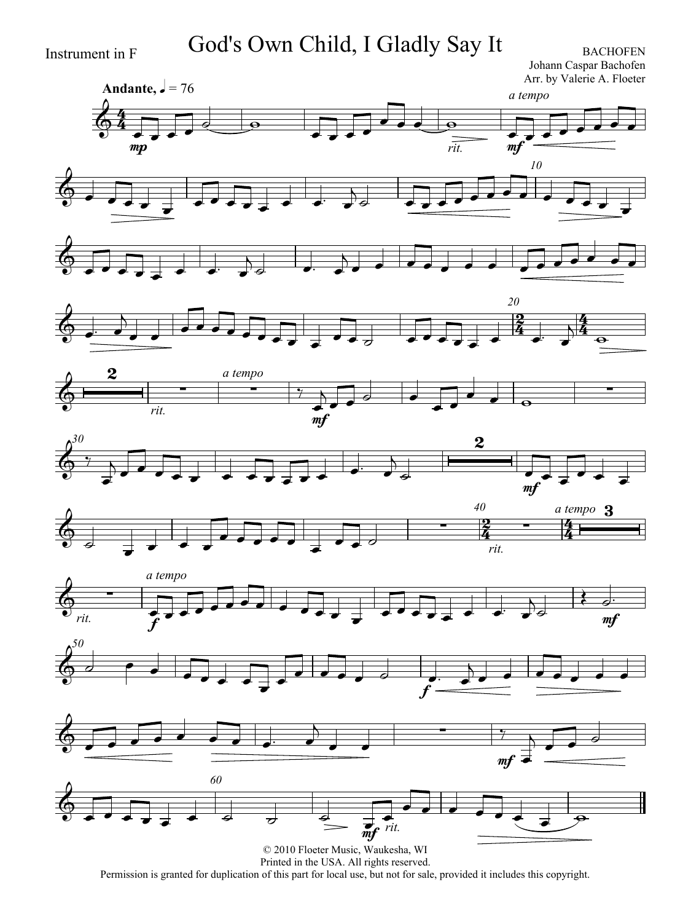Instrument in F

# God's Own Child, I Gladly Say It

BACHOFEN
Johann Caspar Bachofen
Arr. by Valerie A. Floeter

© 2010 Floeter Music, Waukesha, WI
Printed in the USA. All rights reserved.
Permission is granted for duplication of this part for local use, but not for sale, provided it includes this copyright.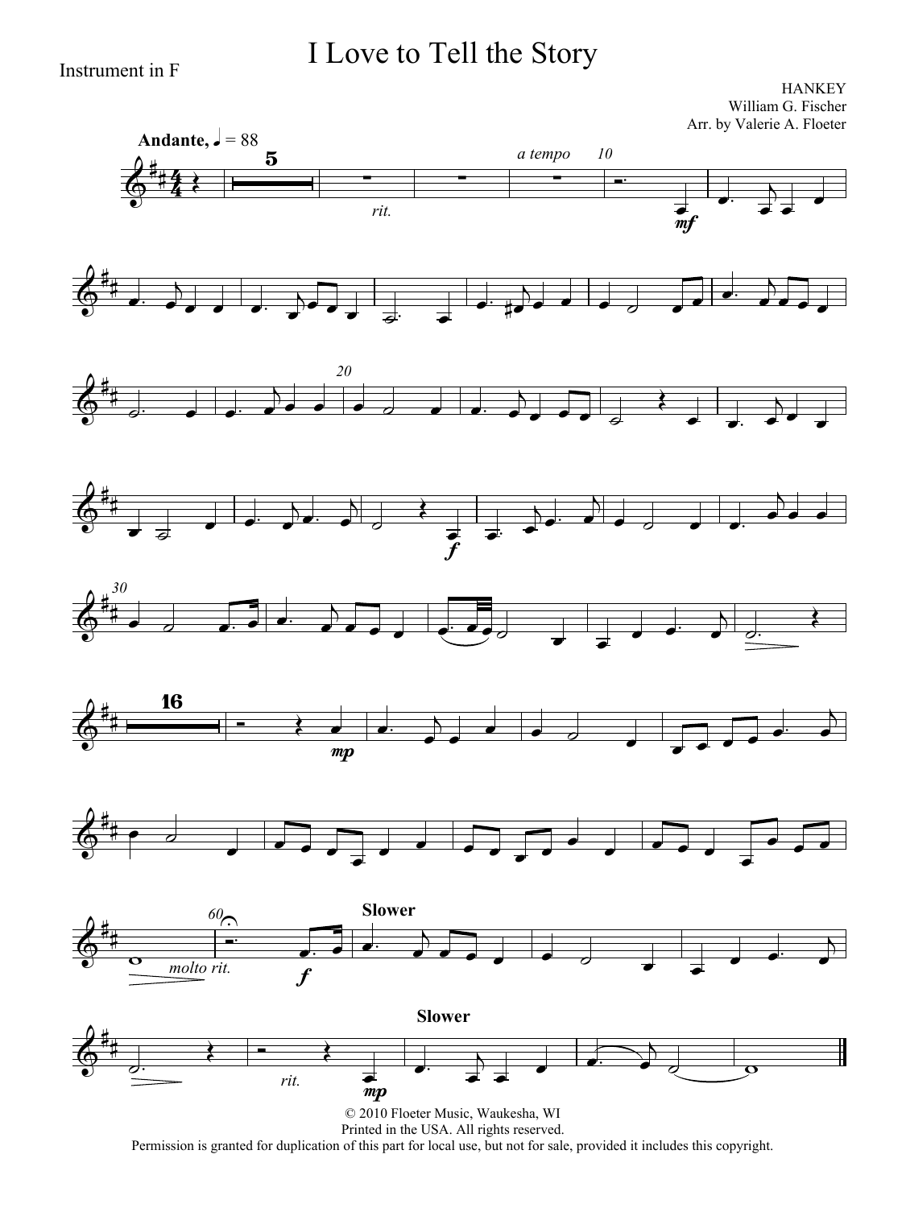Instrument in F

# I Love to Tell the Story

HANKEY
William G. Fischer
Arr. by Valerie A. Floeter

© 2010 Floeter Music, Waukesha, WI
Printed in the USA. All rights reserved.
Permission is granted for duplication of this part for local use, but not for sale, provided it includes this copyright.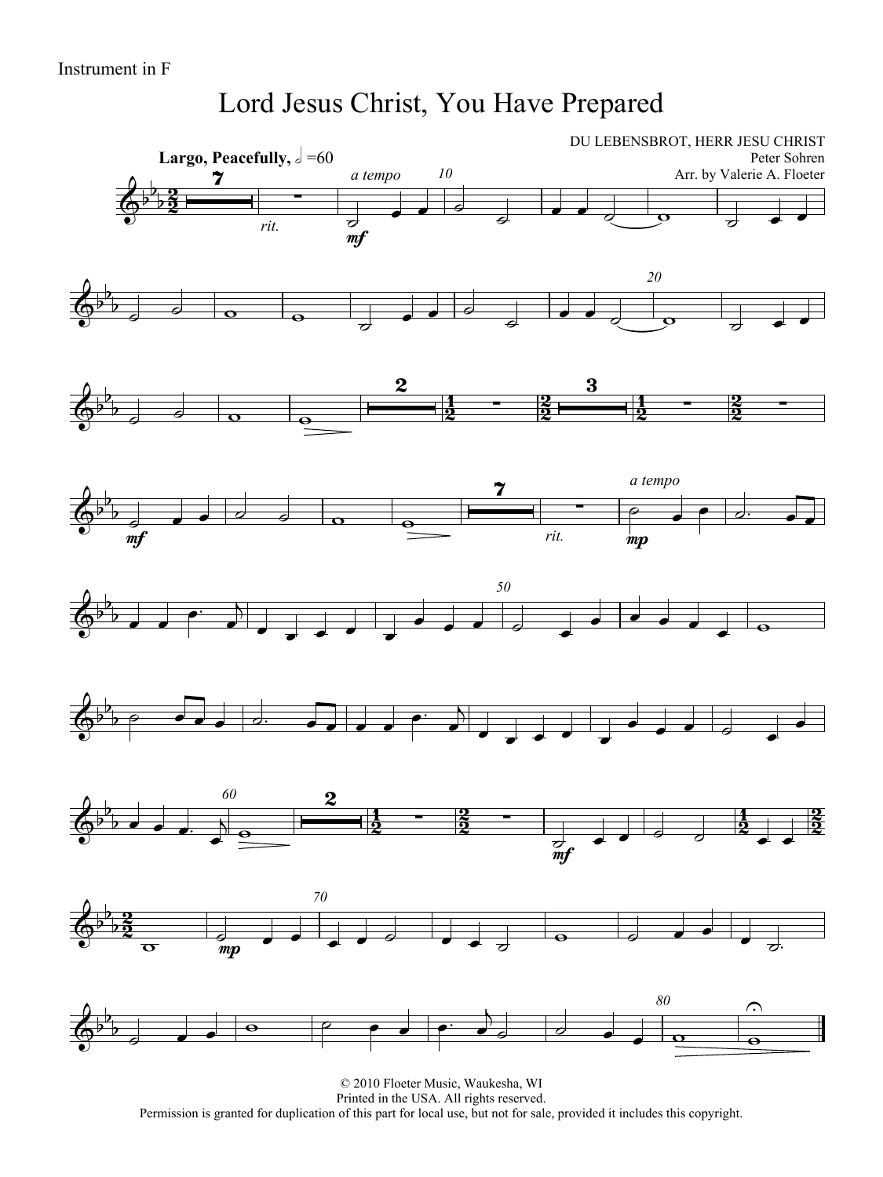Instrument in F

# Lord Jesus Christ, You Have Prepared

DU LEBENSBROT, HERR JESU CHRIST
Peter Sohren
Arr. by Valerie A. Floeter

**Largo, Peacefully,** 𝅗𝅥 =60

© 2010 Floeter Music, Waukesha, WI
Printed in the USA. All rights reserved.
Permission is granted for duplication of this part for local use, but not for sale, provided it includes this copyright.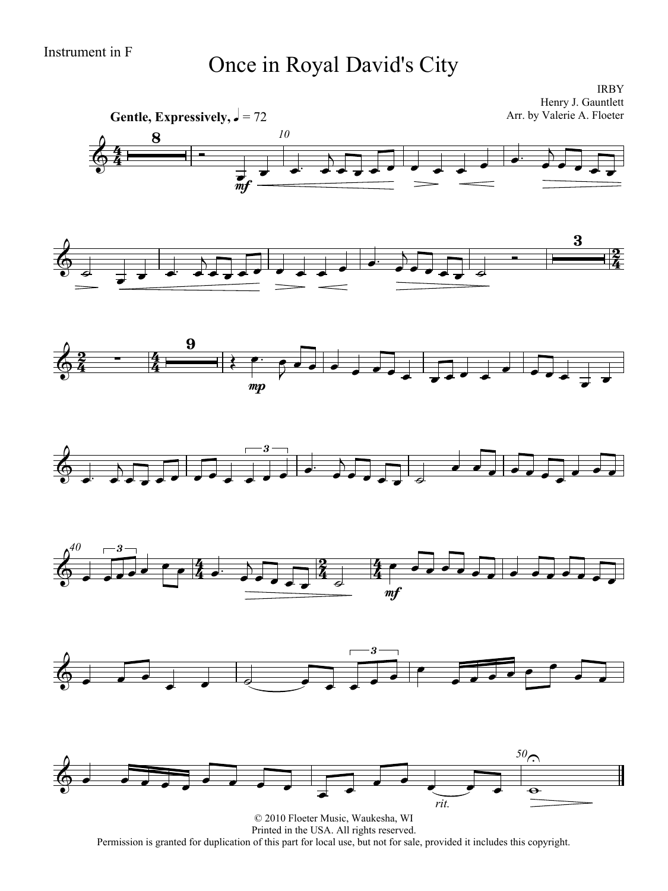Instrument in F

# Once in Royal David's City

IRBY
Henry J. Gauntlett
Arr. by Valerie A. Floeter

**Gentle, Expressively,** ♩ = 72

© 2010 Floeter Music, Waukesha, WI
Printed in the USA. All rights reserved.
Permission is granted for duplication of this part for local use, but not for sale, provided it includes this copyright.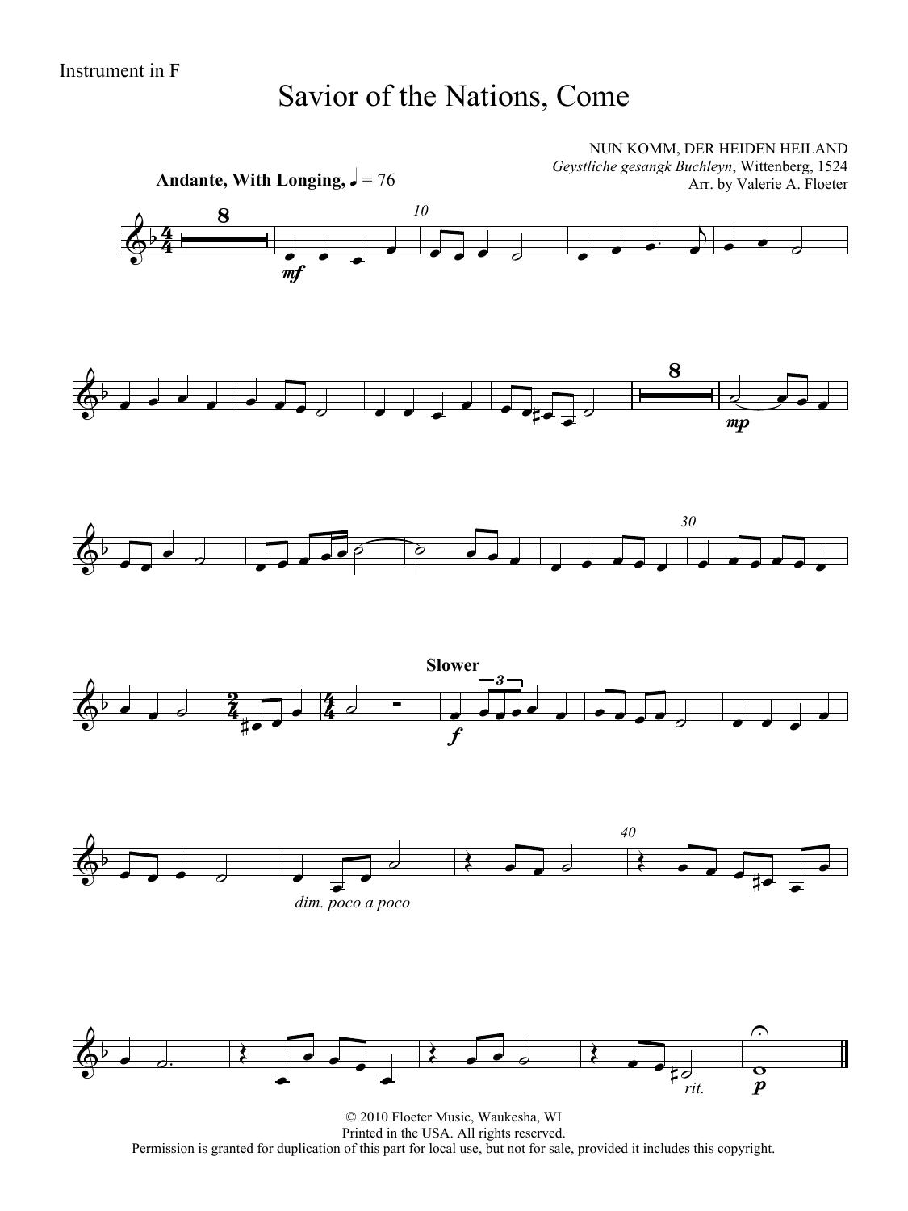Instrument in F

# Savior of the Nations, Come

NUN KOMM, DER HEIDEN HEILAND
*Geystliche gesangk Buchleyn*, Wittenberg, 1524
Arr. by Valerie A. Floeter

**Andante, With Longing,** ♩ = 76

© 2010 Floeter Music, Waukesha, WI
Printed in the USA. All rights reserved.
Permission is granted for duplication of this part for local use, but not for sale, provided it includes this copyright.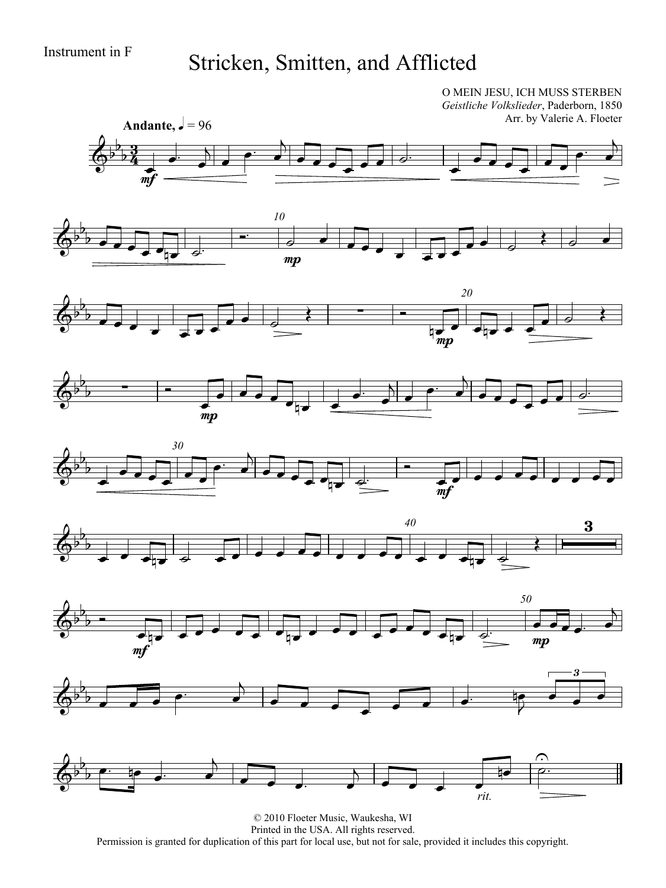Instrument in F

# Stricken, Smitten, and Afflicted

O MEIN JESU, ICH MUSS STERBEN
*Geistliche Volkslieder*, Paderborn, 1850
Arr. by Valerie A. Floeter

**Andante**, ♩ = 96

© 2010 Floeter Music, Waukesha, WI
Printed in the USA. All rights reserved.
Permission is granted for duplication of this part for local use, but not for sale, provided it includes this copyright.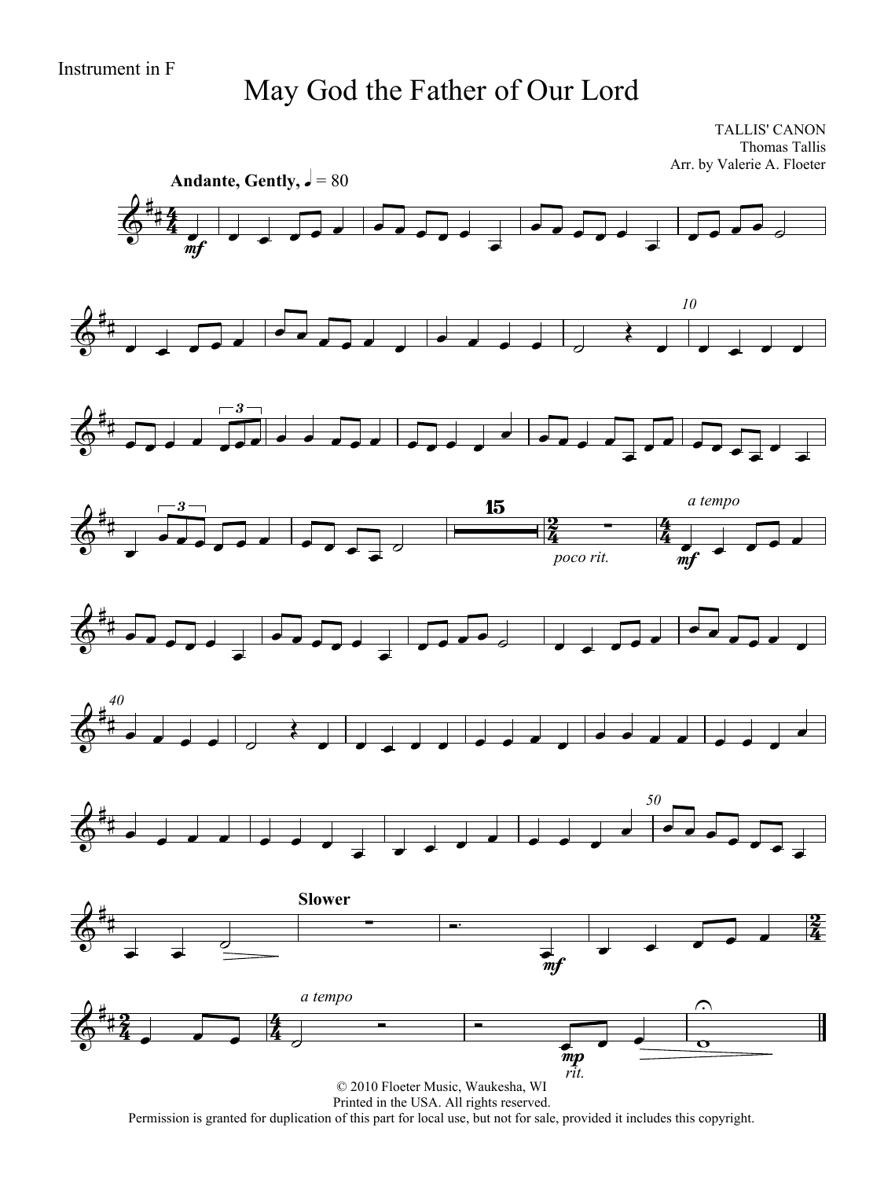Instrument in F

# May God the Father of Our Lord

TALLIS' CANON
Thomas Tallis
Arr. by Valerie A. Floeter

**Andante, Gently,** ♩ = 80

© 2010 Floeter Music, Waukesha, WI
Printed in the USA. All rights reserved.
Permission is granted for duplication of this part for local use, but not for sale, provided it includes this copyright.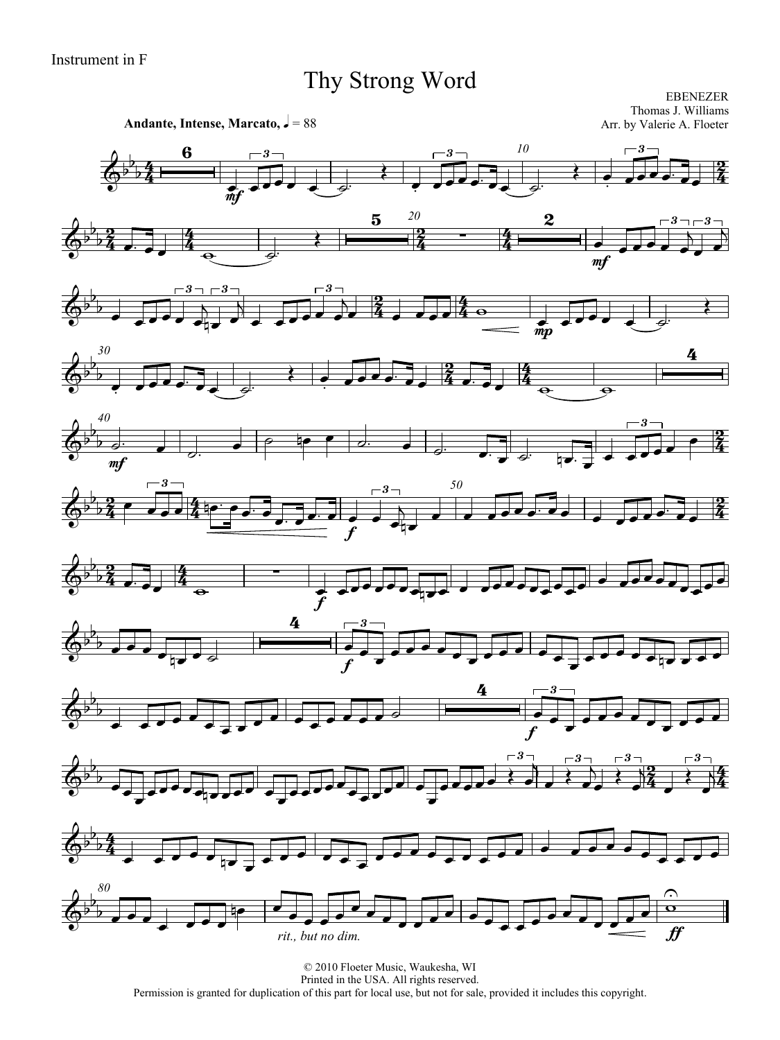Instrument in F

# Thy Strong Word

EBENEZER
Thomas J. Williams
Arr. by Valerie A. Floeter

**Andante, Intense, Marcato,** ♩ = 88

*rit., but no dim.*

© 2010 Floeter Music, Waukesha, WI
Printed in the USA. All rights reserved.
Permission is granted for duplication of this part for local use, but not for sale, provided it includes this copyright.